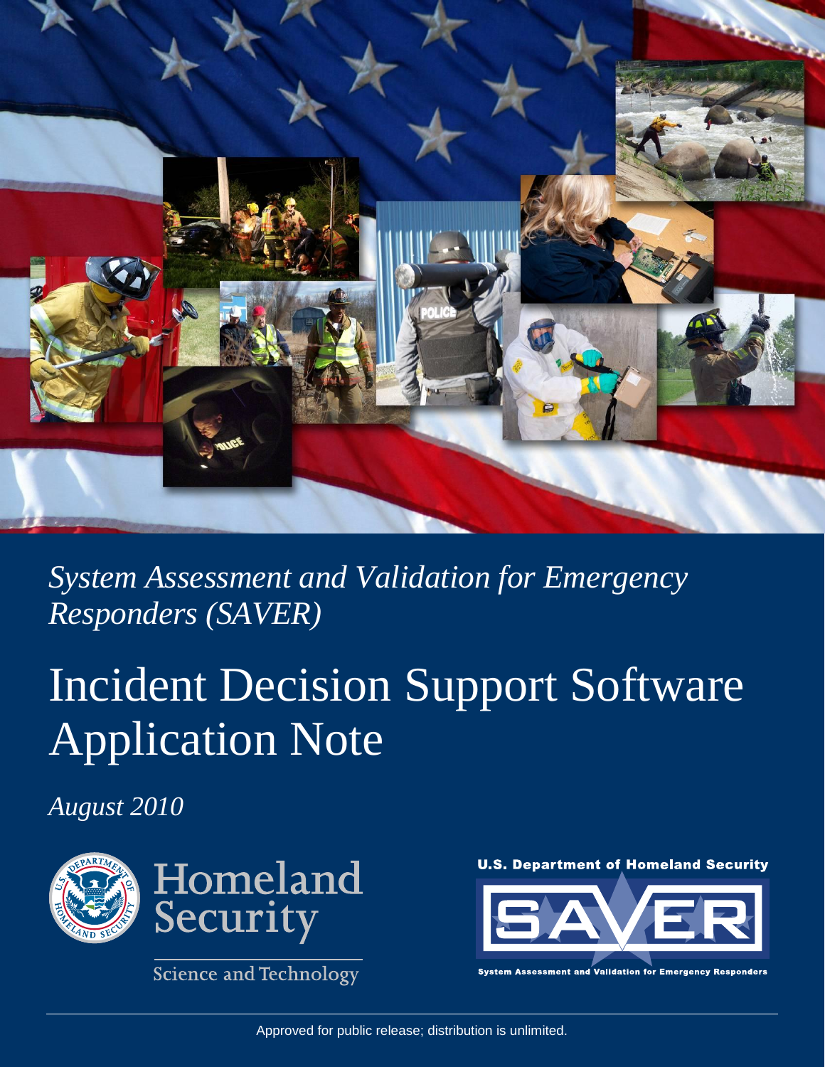*System Assessment and Validation for Emergency Responders (SAVER)*

# Incident Decision Support Software Application Note

*August 2010*

Homeland Security

Science and Technology

U.S. Department of Homeland Security

SAVER

System Assessment and Validation for Emergency Responders

Approved for public release; distribution is unlimited.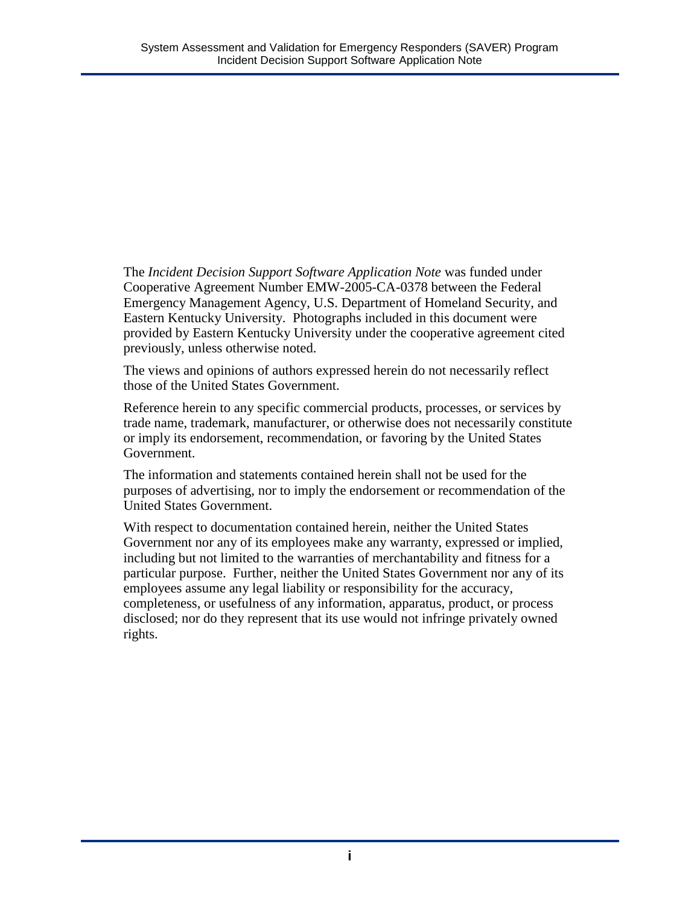The *Incident Decision Support Software Application Note* was funded under Cooperative Agreement Number EMW-2005-CA-0378 between the Federal Emergency Management Agency, U.S. Department of Homeland Security, and Eastern Kentucky University. Photographs included in this document were provided by Eastern Kentucky University under the cooperative agreement cited previously, unless otherwise noted.

The views and opinions of authors expressed herein do not necessarily reflect those of the United States Government.

Reference herein to any specific commercial products, processes, or services by trade name, trademark, manufacturer, or otherwise does not necessarily constitute or imply its endorsement, recommendation, or favoring by the United States Government.

The information and statements contained herein shall not be used for the purposes of advertising, nor to imply the endorsement or recommendation of the United States Government.

With respect to documentation contained herein, neither the United States Government nor any of its employees make any warranty, expressed or implied, including but not limited to the warranties of merchantability and fitness for a particular purpose. Further, neither the United States Government nor any of its employees assume any legal liability or responsibility for the accuracy, completeness, or usefulness of any information, apparatus, product, or process disclosed; nor do they represent that its use would not infringe privately owned rights.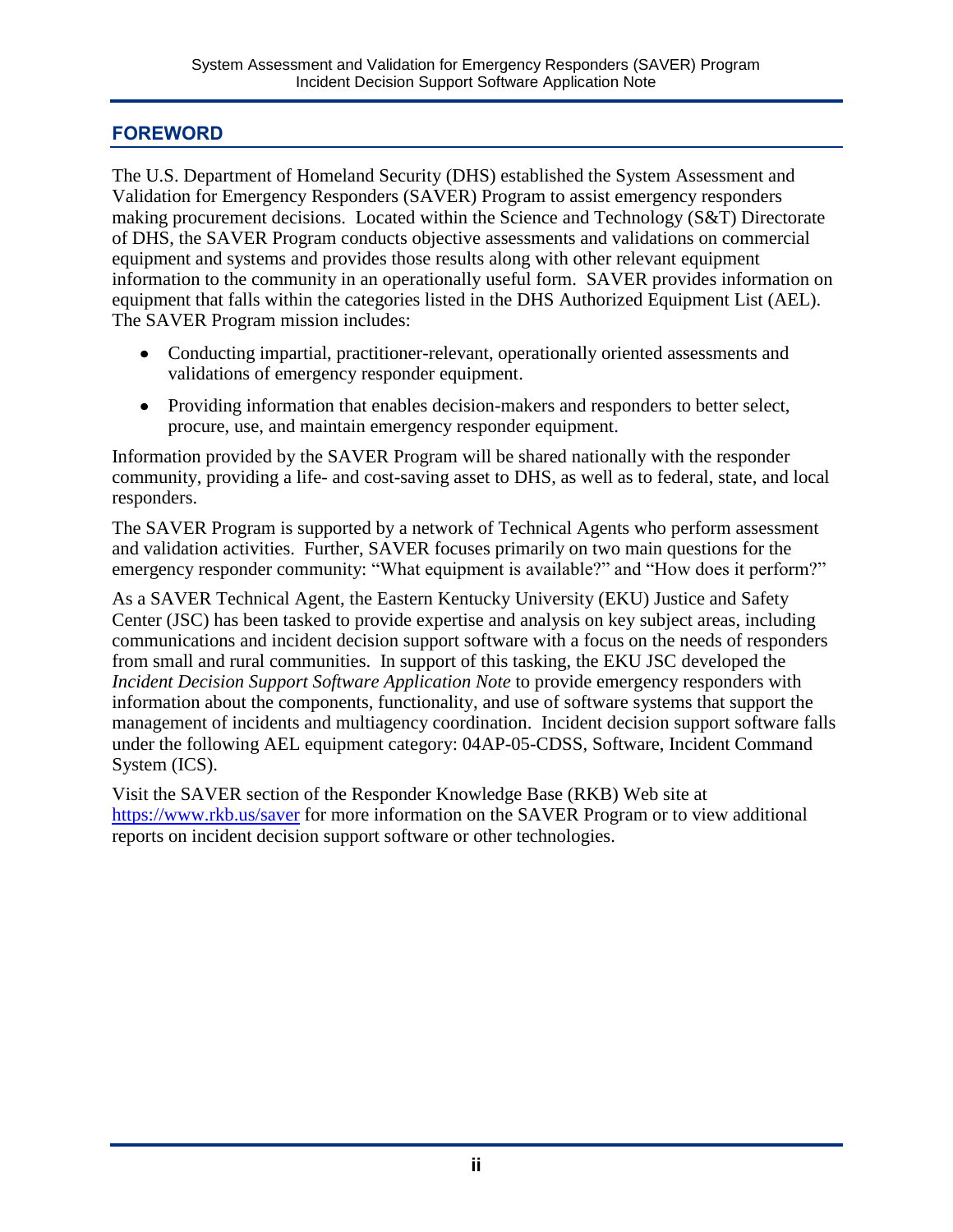## FOREWORD

The U.S. Department of Homeland Security (DHS) established the System Assessment and Validation for Emergency Responders (SAVER) Program to assist emergency responders making procurement decisions. Located within the Science and Technology (S&T) Directorate of DHS, the SAVER Program conducts objective assessments and validations on commercial equipment and systems and provides those results along with other relevant equipment information to the community in an operationally useful form. SAVER provides information on equipment that falls within the categories listed in the DHS Authorized Equipment List (AEL). The SAVER Program mission includes:

- Conducting impartial, practitioner-relevant, operationally oriented assessments and validations of emergency responder equipment.
- Providing information that enables decision-makers and responders to better select, procure, use, and maintain emergency responder equipment.

Information provided by the SAVER Program will be shared nationally with the responder community, providing a life- and cost-saving asset to DHS, as well as to federal, state, and local responders.

The SAVER Program is supported by a network of Technical Agents who perform assessment and validation activities. Further, SAVER focuses primarily on two main questions for the emergency responder community: "What equipment is available?" and "How does it perform?"

As a SAVER Technical Agent, the Eastern Kentucky University (EKU) Justice and Safety Center (JSC) has been tasked to provide expertise and analysis on key subject areas, including communications and incident decision support software with a focus on the needs of responders from small and rural communities. In support of this tasking, the EKU JSC developed the *Incident Decision Support Software Application Note* to provide emergency responders with information about the components, functionality, and use of software systems that support the management of incidents and multiagency coordination. Incident decision support software falls under the following AEL equipment category: 04AP-05-CDSS, Software, Incident Command System (ICS).

Visit the SAVER section of the Responder Knowledge Base (RKB) Web site at https://www.rkb.us/saver for more information on the SAVER Program or to view additional reports on incident decision support software or other technologies.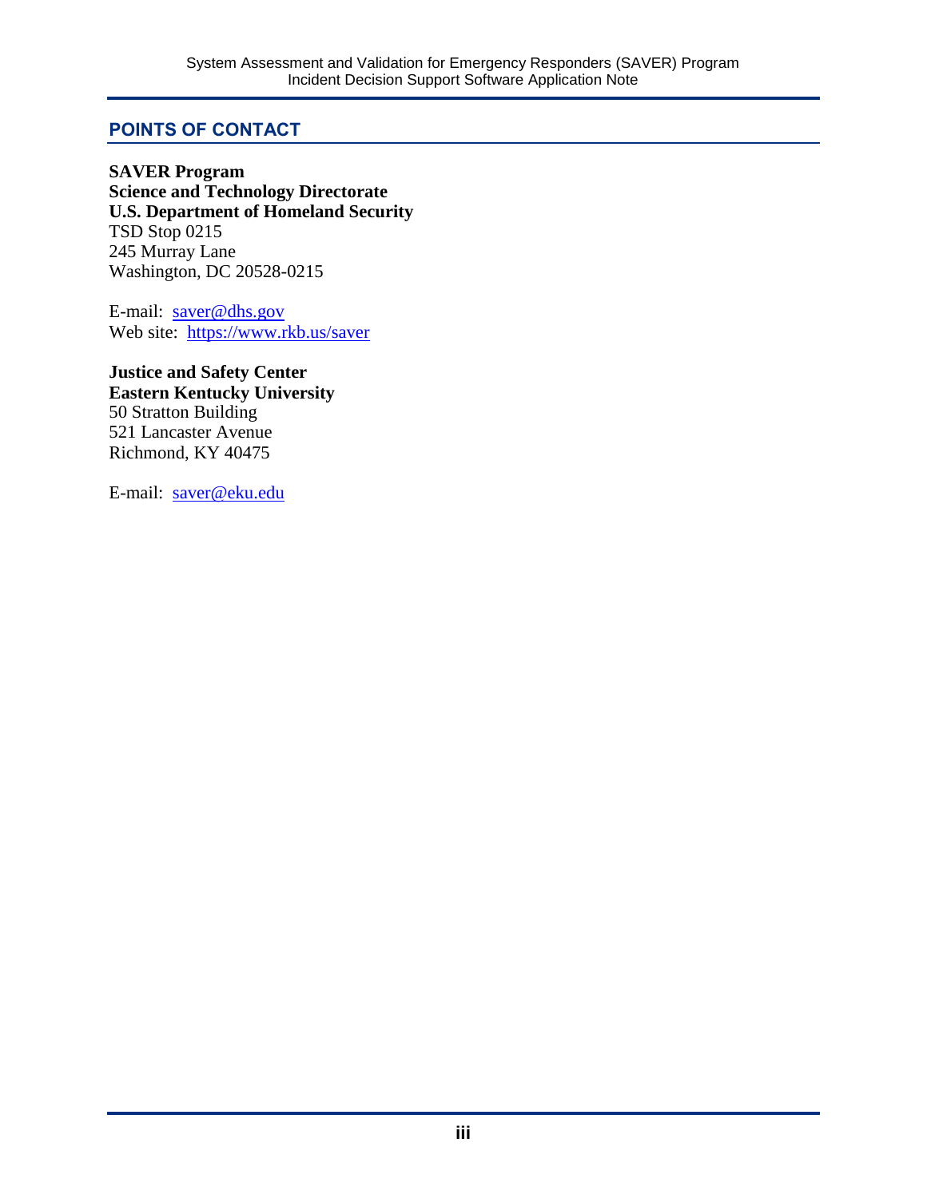## POINTS OF CONTACT

**SAVER Program**
**Science and Technology Directorate**
**U.S. Department of Homeland Security**
TSD Stop 0215
245 Murray Lane
Washington, DC 20528-0215

E-mail: saver@dhs.gov
Web site: https://www.rkb.us/saver

**Justice and Safety Center**
**Eastern Kentucky University**
50 Stratton Building
521 Lancaster Avenue
Richmond, KY 40475

E-mail: saver@eku.edu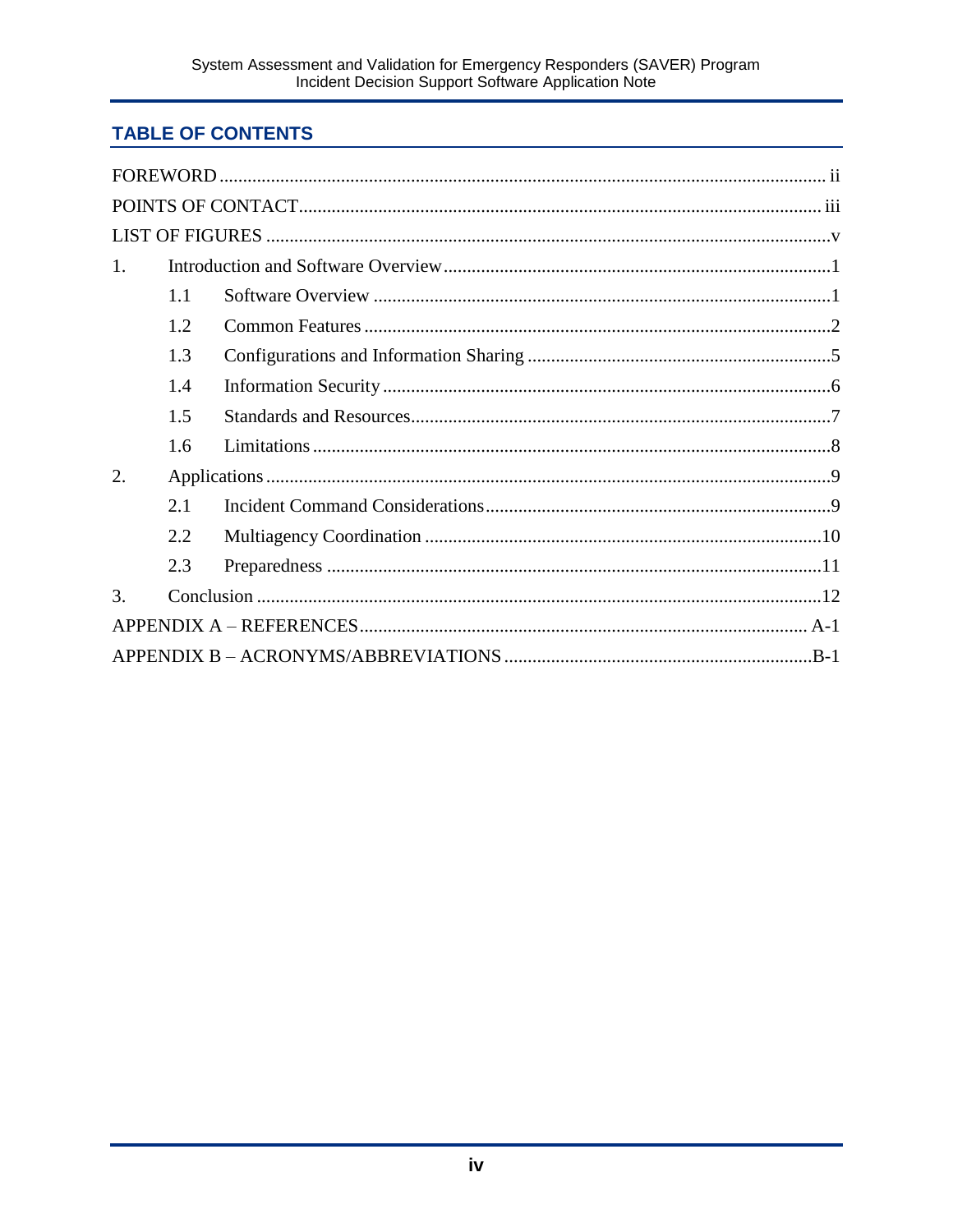## TABLE OF CONTENTS

FOREWORD ..... ii

POINTS OF CONTACT ..... iii

LIST OF FIGURES ..... v

1. Introduction and Software Overview ..... 1
   - 1.1 Software Overview ..... 1
   - 1.2 Common Features ..... 2
   - 1.3 Configurations and Information Sharing ..... 5
   - 1.4 Information Security ..... 6
   - 1.5 Standards and Resources ..... 7
   - 1.6 Limitations ..... 8
2. Applications ..... 9
   - 2.1 Incident Command Considerations ..... 9
   - 2.2 Multiagency Coordination ..... 10
   - 2.3 Preparedness ..... 11
3. Conclusion ..... 12

APPENDIX A – REFERENCES ..... A-1

APPENDIX B – ACRONYMS/ABBREVIATIONS ..... B-1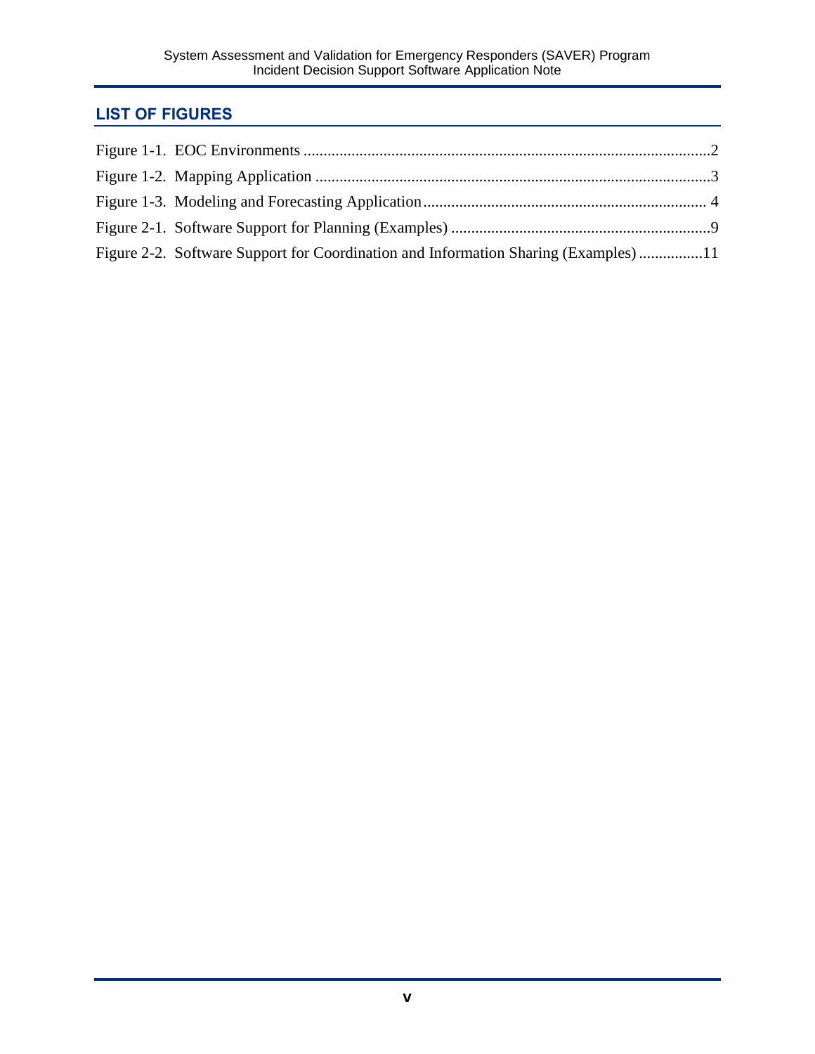## LIST OF FIGURES

Figure 1-1. EOC Environments ....................................................................................................2
Figure 1-2. Mapping Application ..................................................................................................3
Figure 1-3. Modeling and Forecasting Application...................................................................... 4
Figure 2-1. Software Support for Planning (Examples) ................................................................9
Figure 2-2. Software Support for Coordination and Information Sharing (Examples) ...............11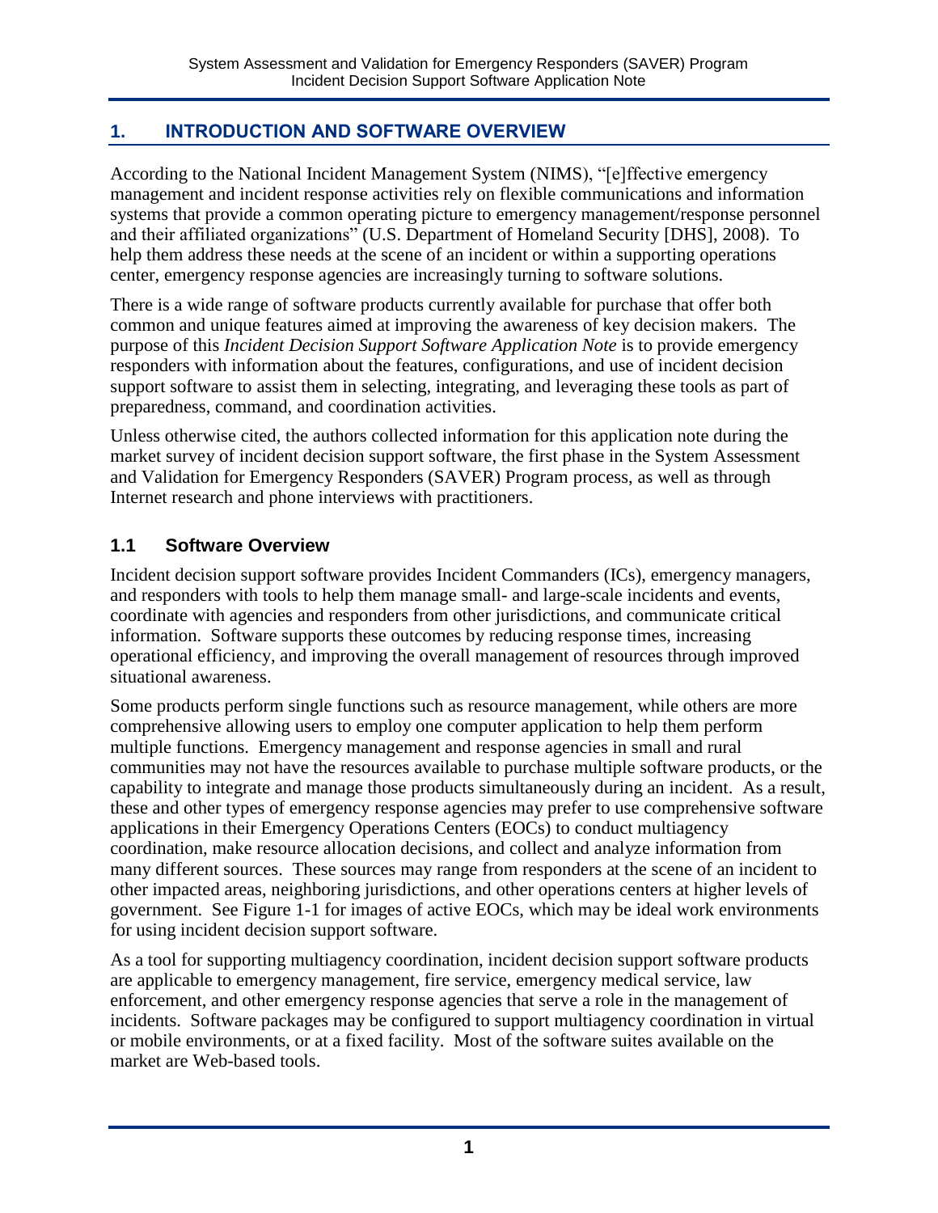# 1. INTRODUCTION AND SOFTWARE OVERVIEW

According to the National Incident Management System (NIMS), "[e]ffective emergency management and incident response activities rely on flexible communications and information systems that provide a common operating picture to emergency management/response personnel and their affiliated organizations" (U.S. Department of Homeland Security [DHS], 2008). To help them address these needs at the scene of an incident or within a supporting operations center, emergency response agencies are increasingly turning to software solutions.

There is a wide range of software products currently available for purchase that offer both common and unique features aimed at improving the awareness of key decision makers. The purpose of this *Incident Decision Support Software Application Note* is to provide emergency responders with information about the features, configurations, and use of incident decision support software to assist them in selecting, integrating, and leveraging these tools as part of preparedness, command, and coordination activities.

Unless otherwise cited, the authors collected information for this application note during the market survey of incident decision support software, the first phase in the System Assessment and Validation for Emergency Responders (SAVER) Program process, as well as through Internet research and phone interviews with practitioners.

## 1.1 Software Overview

Incident decision support software provides Incident Commanders (ICs), emergency managers, and responders with tools to help them manage small- and large-scale incidents and events, coordinate with agencies and responders from other jurisdictions, and communicate critical information. Software supports these outcomes by reducing response times, increasing operational efficiency, and improving the overall management of resources through improved situational awareness.

Some products perform single functions such as resource management, while others are more comprehensive allowing users to employ one computer application to help them perform multiple functions. Emergency management and response agencies in small and rural communities may not have the resources available to purchase multiple software products, or the capability to integrate and manage those products simultaneously during an incident. As a result, these and other types of emergency response agencies may prefer to use comprehensive software applications in their Emergency Operations Centers (EOCs) to conduct multiagency coordination, make resource allocation decisions, and collect and analyze information from many different sources. These sources may range from responders at the scene of an incident to other impacted areas, neighboring jurisdictions, and other operations centers at higher levels of government. See Figure 1-1 for images of active EOCs, which may be ideal work environments for using incident decision support software.

As a tool for supporting multiagency coordination, incident decision support software products are applicable to emergency management, fire service, emergency medical service, law enforcement, and other emergency response agencies that serve a role in the management of incidents. Software packages may be configured to support multiagency coordination in virtual or mobile environments, or at a fixed facility. Most of the software suites available on the market are Web-based tools.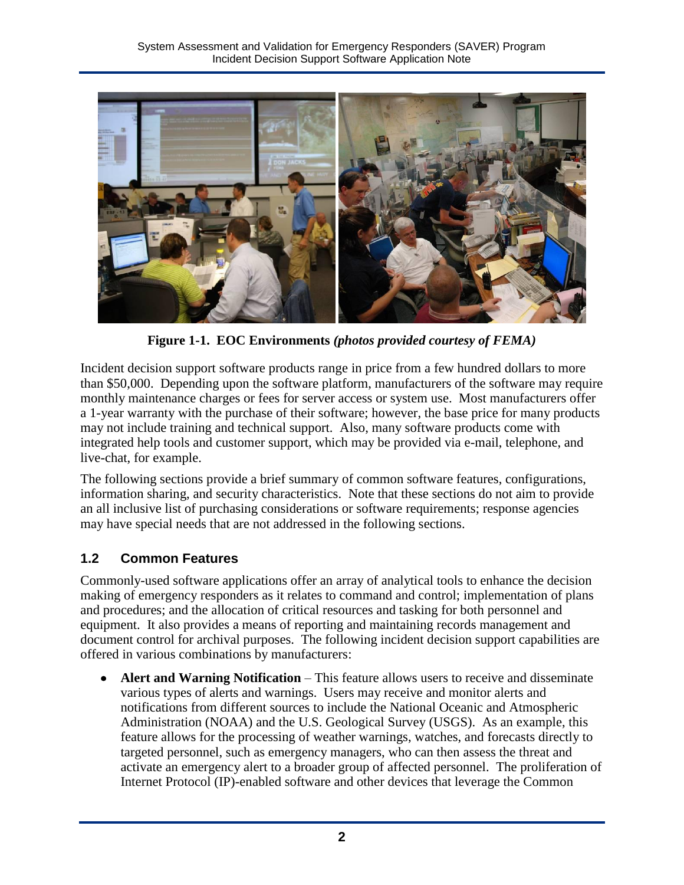**Figure 1-1. EOC Environments** ***(photos provided courtesy of FEMA)***

Incident decision support software products range in price from a few hundred dollars to more than $50,000. Depending upon the software platform, manufacturers of the software may require monthly maintenance charges or fees for server access or system use. Most manufacturers offer a 1-year warranty with the purchase of their software; however, the base price for many products may not include training and technical support. Also, many software products come with integrated help tools and customer support, which may be provided via e-mail, telephone, and live-chat, for example.

The following sections provide a brief summary of common software features, configurations, information sharing, and security characteristics. Note that these sections do not aim to provide an all inclusive list of purchasing considerations or software requirements; response agencies may have special needs that are not addressed in the following sections.

## 1.2 Common Features

Commonly-used software applications offer an array of analytical tools to enhance the decision making of emergency responders as it relates to command and control; implementation of plans and procedures; and the allocation of critical resources and tasking for both personnel and equipment. It also provides a means of reporting and maintaining records management and document control for archival purposes. The following incident decision support capabilities are offered in various combinations by manufacturers:

- **Alert and Warning Notification** – This feature allows users to receive and disseminate various types of alerts and warnings. Users may receive and monitor alerts and notifications from different sources to include the National Oceanic and Atmospheric Administration (NOAA) and the U.S. Geological Survey (USGS). As an example, this feature allows for the processing of weather warnings, watches, and forecasts directly to targeted personnel, such as emergency managers, who can then assess the threat and activate an emergency alert to a broader group of affected personnel. The proliferation of Internet Protocol (IP)-enabled software and other devices that leverage the Common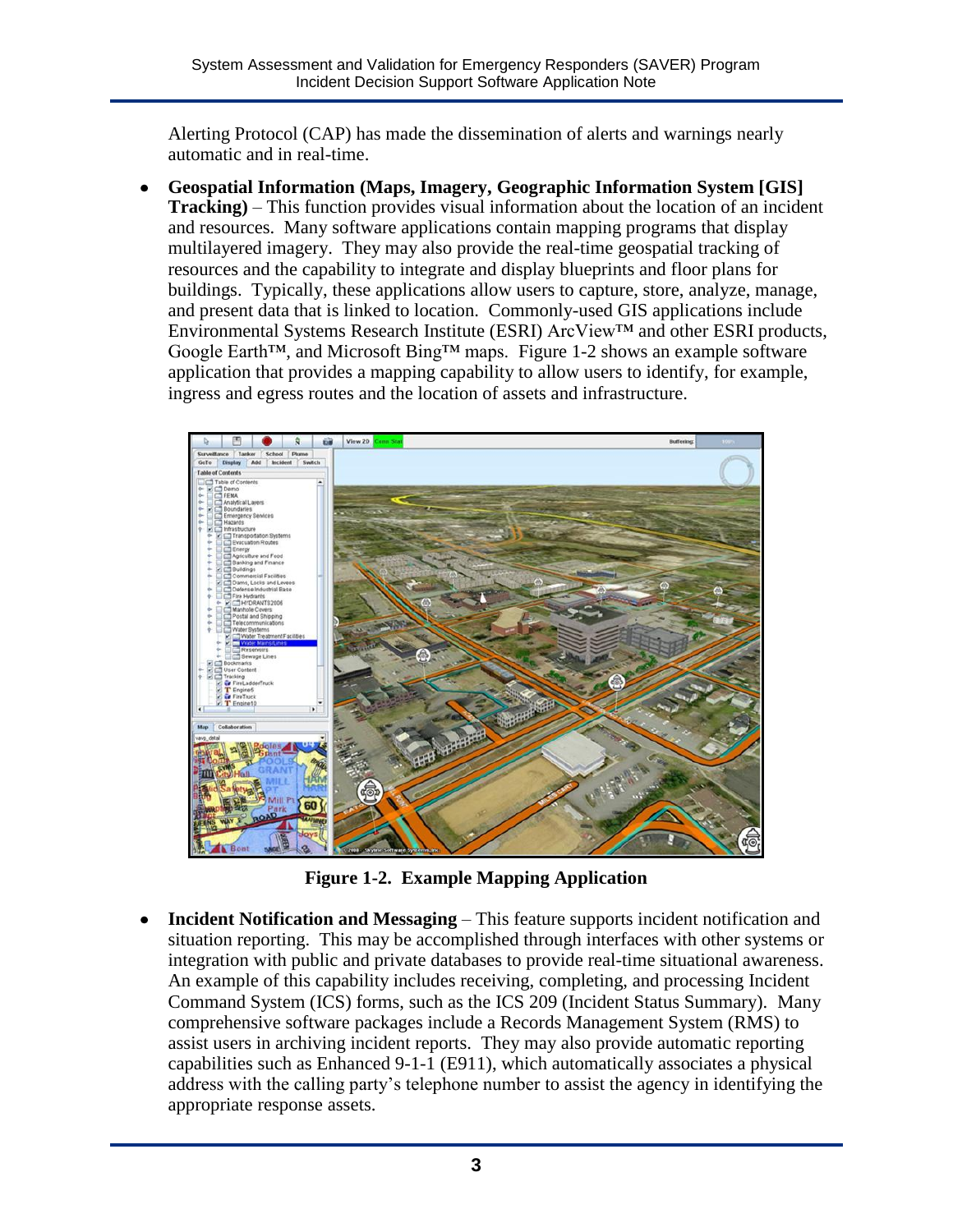Alerting Protocol (CAP) has made the dissemination of alerts and warnings nearly automatic and in real-time.

- **Geospatial Information (Maps, Imagery, Geographic Information System [GIS] Tracking)** – This function provides visual information about the location of an incident and resources. Many software applications contain mapping programs that display multilayered imagery. They may also provide the real-time geospatial tracking of resources and the capability to integrate and display blueprints and floor plans for buildings. Typically, these applications allow users to capture, store, analyze, manage, and present data that is linked to location. Commonly-used GIS applications include Environmental Systems Research Institute (ESRI) ArcView™ and other ESRI products, Google Earth™, and Microsoft Bing™ maps. Figure 1-2 shows an example software application that provides a mapping capability to allow users to identify, for example, ingress and egress routes and the location of assets and infrastructure.

**Figure 1-2. Example Mapping Application**

- **Incident Notification and Messaging** – This feature supports incident notification and situation reporting. This may be accomplished through interfaces with other systems or integration with public and private databases to provide real-time situational awareness. An example of this capability includes receiving, completing, and processing Incident Command System (ICS) forms, such as the ICS 209 (Incident Status Summary). Many comprehensive software packages include a Records Management System (RMS) to assist users in archiving incident reports. They may also provide automatic reporting capabilities such as Enhanced 9-1-1 (E911), which automatically associates a physical address with the calling party's telephone number to assist the agency in identifying the appropriate response assets.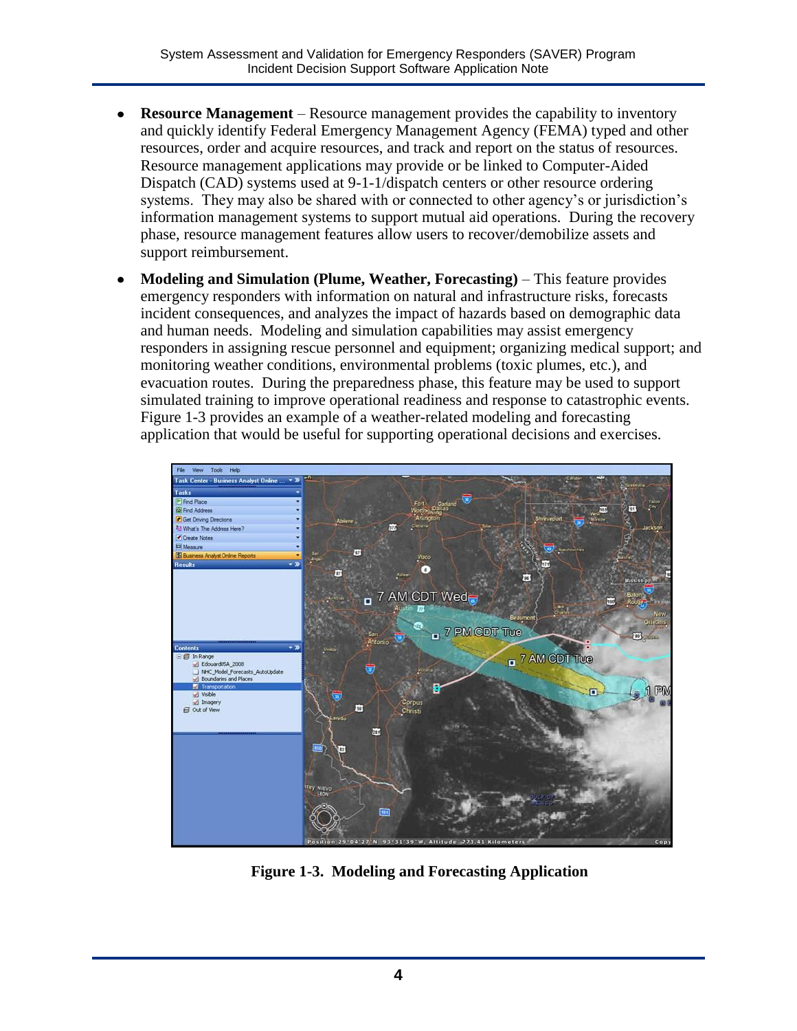- **Resource Management** – Resource management provides the capability to inventory and quickly identify Federal Emergency Management Agency (FEMA) typed and other resources, order and acquire resources, and track and report on the status of resources. Resource management applications may provide or be linked to Computer-Aided Dispatch (CAD) systems used at 9-1-1/dispatch centers or other resource ordering systems. They may also be shared with or connected to other agency's or jurisdiction's information management systems to support mutual aid operations. During the recovery phase, resource management features allow users to recover/demobilize assets and support reimbursement.
- **Modeling and Simulation (Plume, Weather, Forecasting)** – This feature provides emergency responders with information on natural and infrastructure risks, forecasts incident consequences, and analyzes the impact of hazards based on demographic data and human needs. Modeling and simulation capabilities may assist emergency responders in assigning rescue personnel and equipment; organizing medical support; and monitoring weather conditions, environmental problems (toxic plumes, etc.), and evacuation routes. During the preparedness phase, this feature may be used to support simulated training to improve operational readiness and response to catastrophic events. Figure 1-3 provides an example of a weather-related modeling and forecasting application that would be useful for supporting operational decisions and exercises.

**Figure 1-3. Modeling and Forecasting Application**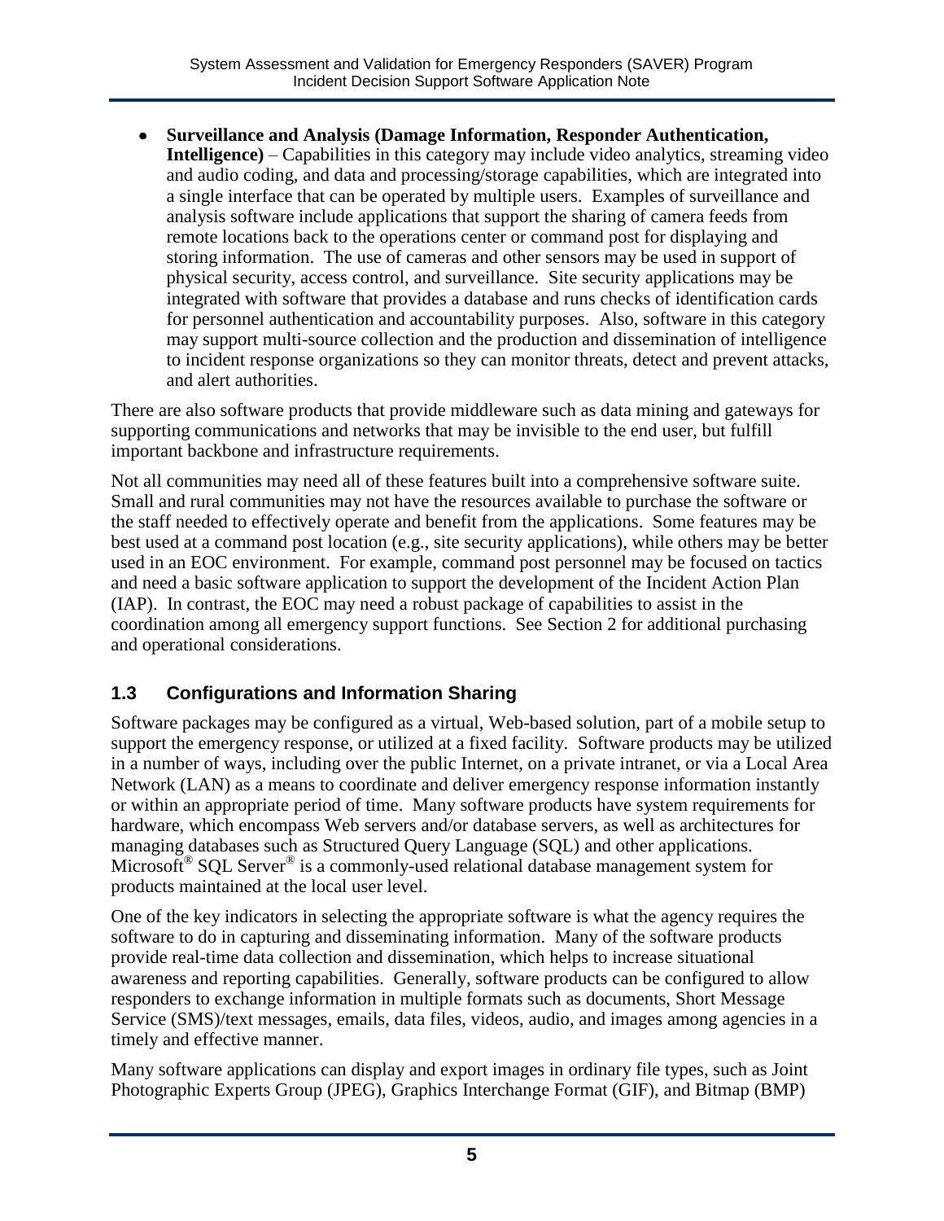- **Surveillance and Analysis (Damage Information, Responder Authentication, Intelligence)** – Capabilities in this category may include video analytics, streaming video and audio coding, and data and processing/storage capabilities, which are integrated into a single interface that can be operated by multiple users. Examples of surveillance and analysis software include applications that support the sharing of camera feeds from remote locations back to the operations center or command post for displaying and storing information. The use of cameras and other sensors may be used in support of physical security, access control, and surveillance. Site security applications may be integrated with software that provides a database and runs checks of identification cards for personnel authentication and accountability purposes. Also, software in this category may support multi-source collection and the production and dissemination of intelligence to incident response organizations so they can monitor threats, detect and prevent attacks, and alert authorities.

There are also software products that provide middleware such as data mining and gateways for supporting communications and networks that may be invisible to the end user, but fulfill important backbone and infrastructure requirements.

Not all communities may need all of these features built into a comprehensive software suite. Small and rural communities may not have the resources available to purchase the software or the staff needed to effectively operate and benefit from the applications. Some features may be best used at a command post location (e.g., site security applications), while others may be better used in an EOC environment. For example, command post personnel may be focused on tactics and need a basic software application to support the development of the Incident Action Plan (IAP). In contrast, the EOC may need a robust package of capabilities to assist in the coordination among all emergency support functions. See Section 2 for additional purchasing and operational considerations.

## 1.3 Configurations and Information Sharing

Software packages may be configured as a virtual, Web-based solution, part of a mobile setup to support the emergency response, or utilized at a fixed facility. Software products may be utilized in a number of ways, including over the public Internet, on a private intranet, or via a Local Area Network (LAN) as a means to coordinate and deliver emergency response information instantly or within an appropriate period of time. Many software products have system requirements for hardware, which encompass Web servers and/or database servers, as well as architectures for managing databases such as Structured Query Language (SQL) and other applications. Microsoft® SQL Server® is a commonly-used relational database management system for products maintained at the local user level.

One of the key indicators in selecting the appropriate software is what the agency requires the software to do in capturing and disseminating information. Many of the software products provide real-time data collection and dissemination, which helps to increase situational awareness and reporting capabilities. Generally, software products can be configured to allow responders to exchange information in multiple formats such as documents, Short Message Service (SMS)/text messages, emails, data files, videos, audio, and images among agencies in a timely and effective manner.

Many software applications can display and export images in ordinary file types, such as Joint Photographic Experts Group (JPEG), Graphics Interchange Format (GIF), and Bitmap (BMP)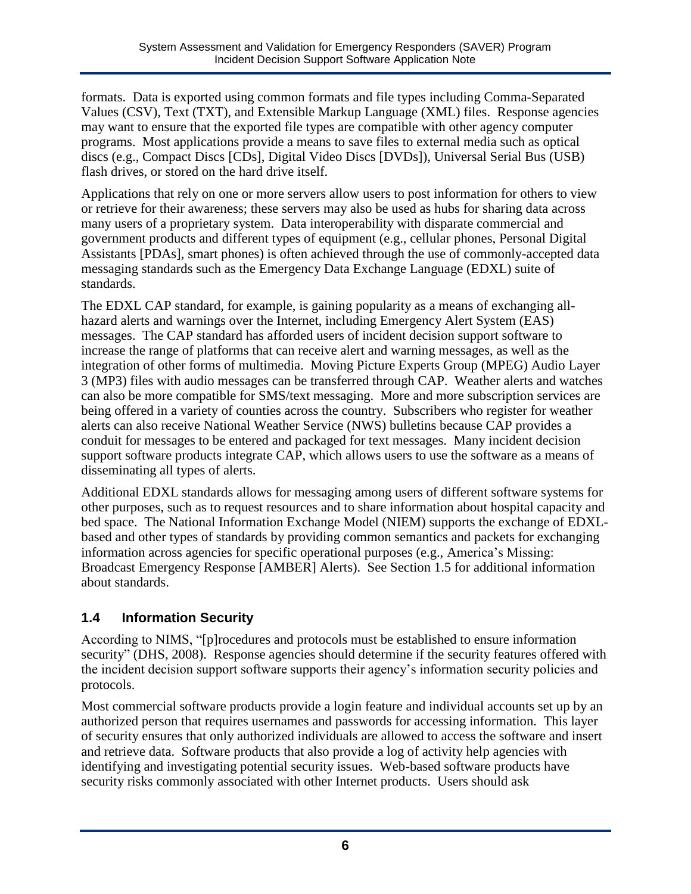formats. Data is exported using common formats and file types including Comma-Separated Values (CSV), Text (TXT), and Extensible Markup Language (XML) files. Response agencies may want to ensure that the exported file types are compatible with other agency computer programs. Most applications provide a means to save files to external media such as optical discs (e.g., Compact Discs [CDs], Digital Video Discs [DVDs]), Universal Serial Bus (USB) flash drives, or stored on the hard drive itself.

Applications that rely on one or more servers allow users to post information for others to view or retrieve for their awareness; these servers may also be used as hubs for sharing data across many users of a proprietary system. Data interoperability with disparate commercial and government products and different types of equipment (e.g., cellular phones, Personal Digital Assistants [PDAs], smart phones) is often achieved through the use of commonly-accepted data messaging standards such as the Emergency Data Exchange Language (EDXL) suite of standards.

The EDXL CAP standard, for example, is gaining popularity as a means of exchanging all-hazard alerts and warnings over the Internet, including Emergency Alert System (EAS) messages. The CAP standard has afforded users of incident decision support software to increase the range of platforms that can receive alert and warning messages, as well as the integration of other forms of multimedia. Moving Picture Experts Group (MPEG) Audio Layer 3 (MP3) files with audio messages can be transferred through CAP. Weather alerts and watches can also be more compatible for SMS/text messaging. More and more subscription services are being offered in a variety of counties across the country. Subscribers who register for weather alerts can also receive National Weather Service (NWS) bulletins because CAP provides a conduit for messages to be entered and packaged for text messages. Many incident decision support software products integrate CAP, which allows users to use the software as a means of disseminating all types of alerts.

Additional EDXL standards allows for messaging among users of different software systems for other purposes, such as to request resources and to share information about hospital capacity and bed space. The National Information Exchange Model (NIEM) supports the exchange of EDXL-based and other types of standards by providing common semantics and packets for exchanging information across agencies for specific operational purposes (e.g., America's Missing: Broadcast Emergency Response [AMBER] Alerts). See Section 1.5 for additional information about standards.

## 1.4 Information Security

According to NIMS, "[p]rocedures and protocols must be established to ensure information security" (DHS, 2008). Response agencies should determine if the security features offered with the incident decision support software supports their agency's information security policies and protocols.

Most commercial software products provide a login feature and individual accounts set up by an authorized person that requires usernames and passwords for accessing information. This layer of security ensures that only authorized individuals are allowed to access the software and insert and retrieve data. Software products that also provide a log of activity help agencies with identifying and investigating potential security issues. Web-based software products have security risks commonly associated with other Internet products. Users should ask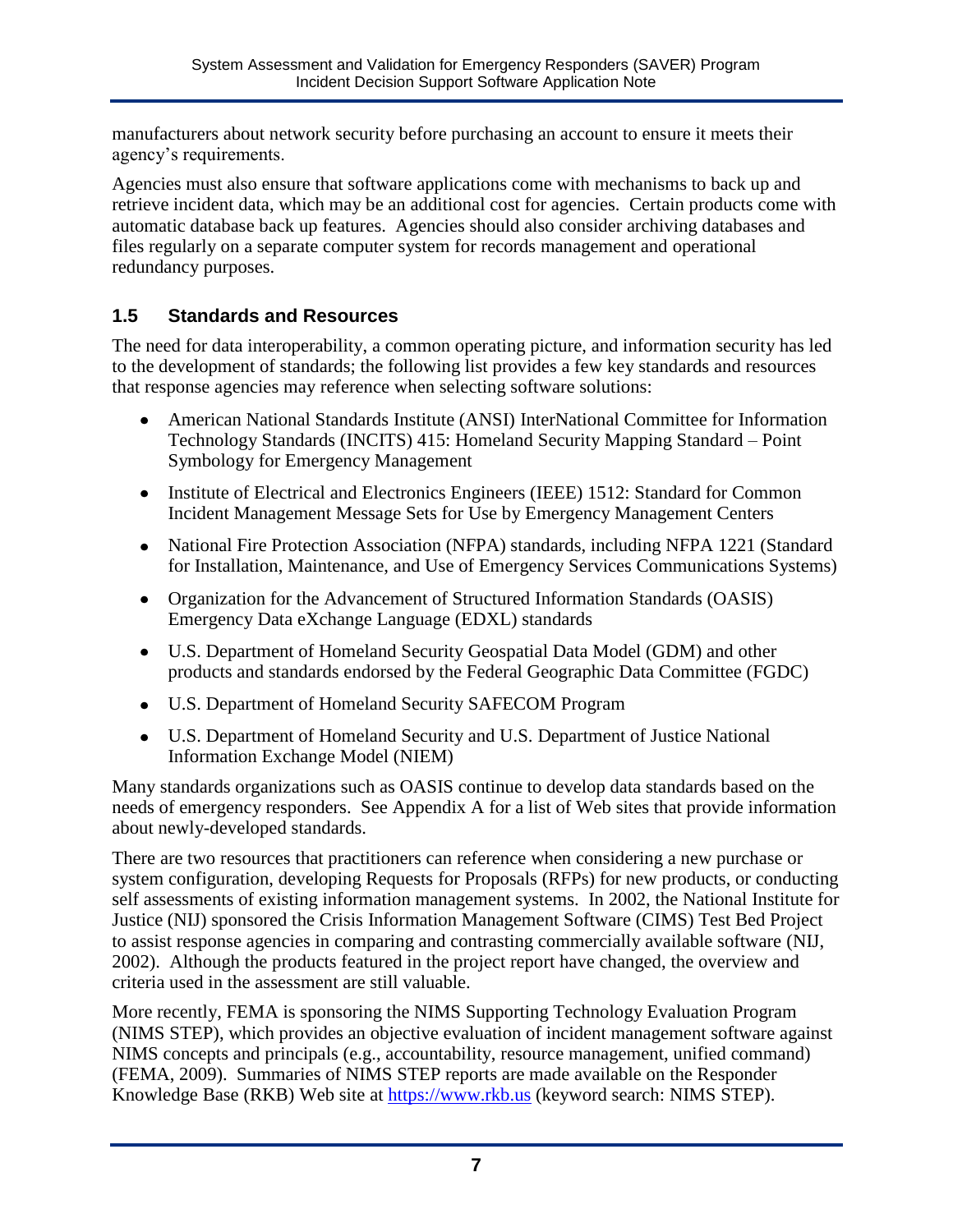manufacturers about network security before purchasing an account to ensure it meets their agency's requirements.

Agencies must also ensure that software applications come with mechanisms to back up and retrieve incident data, which may be an additional cost for agencies. Certain products come with automatic database back up features. Agencies should also consider archiving databases and files regularly on a separate computer system for records management and operational redundancy purposes.

## 1.5 Standards and Resources

The need for data interoperability, a common operating picture, and information security has led to the development of standards; the following list provides a few key standards and resources that response agencies may reference when selecting software solutions:

- American National Standards Institute (ANSI) InterNational Committee for Information Technology Standards (INCITS) 415: Homeland Security Mapping Standard – Point Symbology for Emergency Management
- Institute of Electrical and Electronics Engineers (IEEE) 1512: Standard for Common Incident Management Message Sets for Use by Emergency Management Centers
- National Fire Protection Association (NFPA) standards, including NFPA 1221 (Standard for Installation, Maintenance, and Use of Emergency Services Communications Systems)
- Organization for the Advancement of Structured Information Standards (OASIS) Emergency Data eXchange Language (EDXL) standards
- U.S. Department of Homeland Security Geospatial Data Model (GDM) and other products and standards endorsed by the Federal Geographic Data Committee (FGDC)
- U.S. Department of Homeland Security SAFECOM Program
- U.S. Department of Homeland Security and U.S. Department of Justice National Information Exchange Model (NIEM)

Many standards organizations such as OASIS continue to develop data standards based on the needs of emergency responders. See Appendix A for a list of Web sites that provide information about newly-developed standards.

There are two resources that practitioners can reference when considering a new purchase or system configuration, developing Requests for Proposals (RFPs) for new products, or conducting self assessments of existing information management systems. In 2002, the National Institute for Justice (NIJ) sponsored the Crisis Information Management Software (CIMS) Test Bed Project to assist response agencies in comparing and contrasting commercially available software (NIJ, 2002). Although the products featured in the project report have changed, the overview and criteria used in the assessment are still valuable.

More recently, FEMA is sponsoring the NIMS Supporting Technology Evaluation Program (NIMS STEP), which provides an objective evaluation of incident management software against NIMS concepts and principals (e.g., accountability, resource management, unified command) (FEMA, 2009). Summaries of NIMS STEP reports are made available on the Responder Knowledge Base (RKB) Web site at https://www.rkb.us (keyword search: NIMS STEP).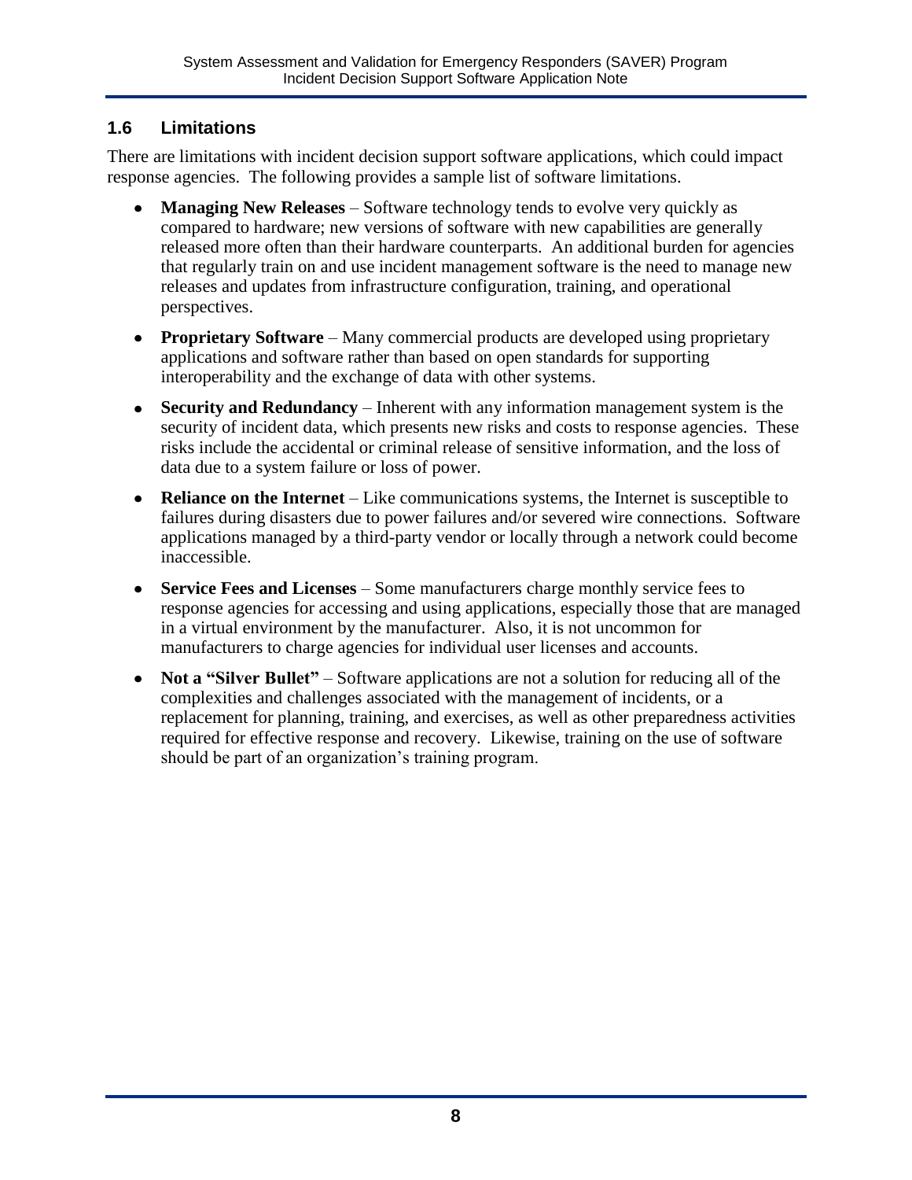## 1.6 Limitations

There are limitations with incident decision support software applications, which could impact response agencies. The following provides a sample list of software limitations.

- **Managing New Releases** – Software technology tends to evolve very quickly as compared to hardware; new versions of software with new capabilities are generally released more often than their hardware counterparts. An additional burden for agencies that regularly train on and use incident management software is the need to manage new releases and updates from infrastructure configuration, training, and operational perspectives.
- **Proprietary Software** – Many commercial products are developed using proprietary applications and software rather than based on open standards for supporting interoperability and the exchange of data with other systems.
- **Security and Redundancy** – Inherent with any information management system is the security of incident data, which presents new risks and costs to response agencies. These risks include the accidental or criminal release of sensitive information, and the loss of data due to a system failure or loss of power.
- **Reliance on the Internet** – Like communications systems, the Internet is susceptible to failures during disasters due to power failures and/or severed wire connections. Software applications managed by a third-party vendor or locally through a network could become inaccessible.
- **Service Fees and Licenses** – Some manufacturers charge monthly service fees to response agencies for accessing and using applications, especially those that are managed in a virtual environment by the manufacturer. Also, it is not uncommon for manufacturers to charge agencies for individual user licenses and accounts.
- **Not a "Silver Bullet"** – Software applications are not a solution for reducing all of the complexities and challenges associated with the management of incidents, or a replacement for planning, training, and exercises, as well as other preparedness activities required for effective response and recovery. Likewise, training on the use of software should be part of an organization's training program.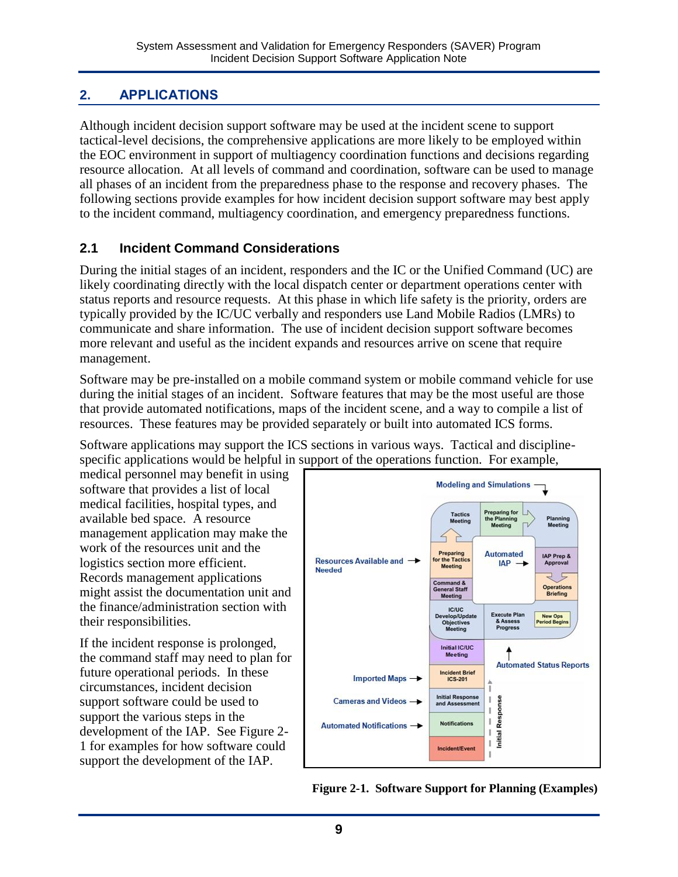## 2. APPLICATIONS

Although incident decision support software may be used at the incident scene to support tactical-level decisions, the comprehensive applications are more likely to be employed within the EOC environment in support of multiagency coordination functions and decisions regarding resource allocation. At all levels of command and coordination, software can be used to manage all phases of an incident from the preparedness phase to the response and recovery phases. The following sections provide examples for how incident decision support software may best apply to the incident command, multiagency coordination, and emergency preparedness functions.

### 2.1 Incident Command Considerations

During the initial stages of an incident, responders and the IC or the Unified Command (UC) are likely coordinating directly with the local dispatch center or department operations center with status reports and resource requests. At this phase in which life safety is the priority, orders are typically provided by the IC/UC verbally and responders use Land Mobile Radios (LMRs) to communicate and share information. The use of incident decision support software becomes more relevant and useful as the incident expands and resources arrive on scene that require management.

Software may be pre-installed on a mobile command system or mobile command vehicle for use during the initial stages of an incident. Software features that may be the most useful are those that provide automated notifications, maps of the incident scene, and a way to compile a list of resources. These features may be provided separately or built into automated ICS forms.

Software applications may support the ICS sections in various ways. Tactical and discipline-specific applications would be helpful in support of the operations function. For example, medical personnel may benefit in using software that provides a list of local medical facilities, hospital types, and available bed space. A resource management application may make the work of the resources unit and the logistics section more efficient. Records management applications might assist the documentation unit and the finance/administration section with their responsibilities.

If the incident response is prolonged, the command staff may need to plan for future operational periods. In these circumstances, incident decision support software could be used to support the various steps in the development of the IAP. See Figure 2-1 for examples for how software could support the development of the IAP.

**Figure 2-1. Software Support for Planning (Examples)**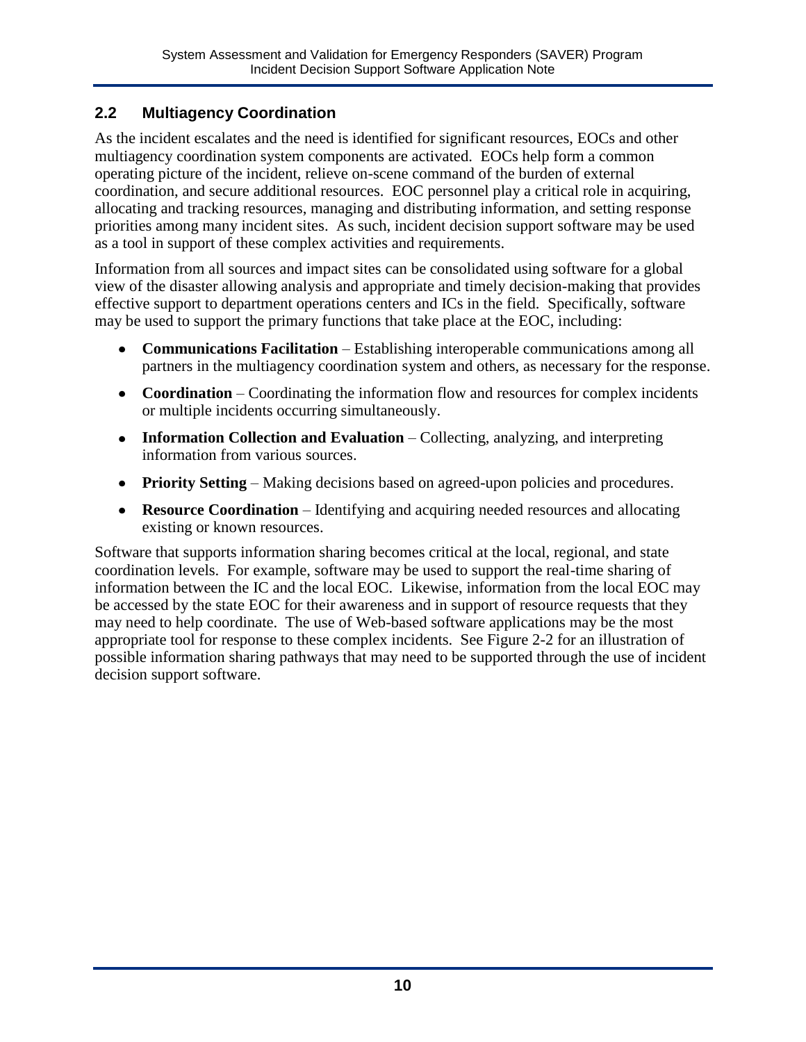## 2.2 Multiagency Coordination

As the incident escalates and the need is identified for significant resources, EOCs and other multiagency coordination system components are activated. EOCs help form a common operating picture of the incident, relieve on-scene command of the burden of external coordination, and secure additional resources. EOC personnel play a critical role in acquiring, allocating and tracking resources, managing and distributing information, and setting response priorities among many incident sites. As such, incident decision support software may be used as a tool in support of these complex activities and requirements.

Information from all sources and impact sites can be consolidated using software for a global view of the disaster allowing analysis and appropriate and timely decision-making that provides effective support to department operations centers and ICs in the field. Specifically, software may be used to support the primary functions that take place at the EOC, including:

- **Communications Facilitation** – Establishing interoperable communications among all partners in the multiagency coordination system and others, as necessary for the response.
- **Coordination** – Coordinating the information flow and resources for complex incidents or multiple incidents occurring simultaneously.
- **Information Collection and Evaluation** – Collecting, analyzing, and interpreting information from various sources.
- **Priority Setting** – Making decisions based on agreed-upon policies and procedures.
- **Resource Coordination** – Identifying and acquiring needed resources and allocating existing or known resources.

Software that supports information sharing becomes critical at the local, regional, and state coordination levels. For example, software may be used to support the real-time sharing of information between the IC and the local EOC. Likewise, information from the local EOC may be accessed by the state EOC for their awareness and in support of resource requests that they may need to help coordinate. The use of Web-based software applications may be the most appropriate tool for response to these complex incidents. See Figure 2-2 for an illustration of possible information sharing pathways that may need to be supported through the use of incident decision support software.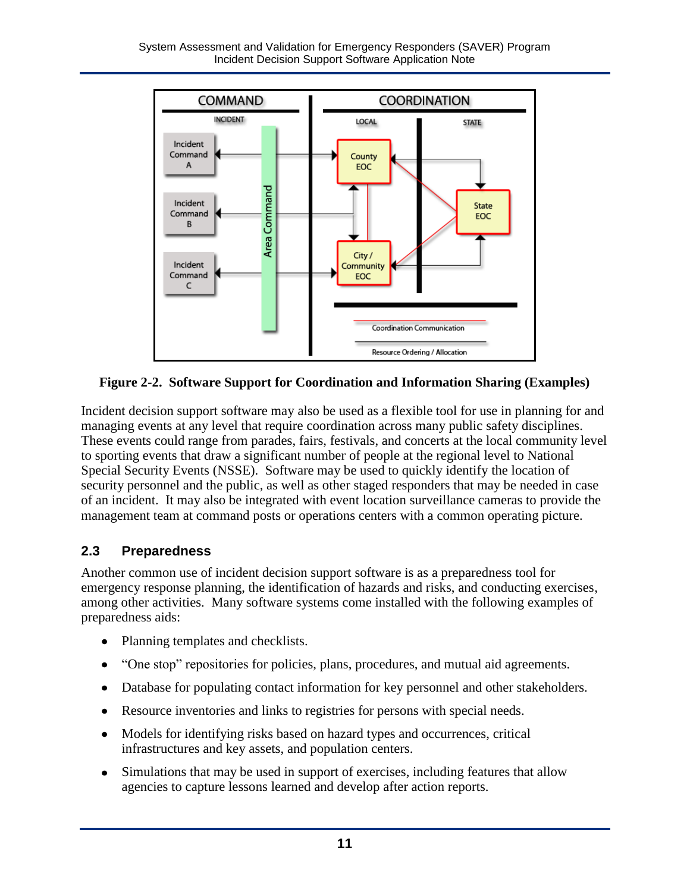**Figure 2-2. Software Support for Coordination and Information Sharing (Examples)**

Incident decision support software may also be used as a flexible tool for use in planning for and managing events at any level that require coordination across many public safety disciplines. These events could range from parades, fairs, festivals, and concerts at the local community level to sporting events that draw a significant number of people at the regional level to National Special Security Events (NSSE). Software may be used to quickly identify the location of security personnel and the public, as well as other staged responders that may be needed in case of an incident. It may also be integrated with event location surveillance cameras to provide the management team at command posts or operations centers with a common operating picture.

## 2.3 Preparedness

Another common use of incident decision support software is as a preparedness tool for emergency response planning, the identification of hazards and risks, and conducting exercises, among other activities. Many software systems come installed with the following examples of preparedness aids:

- Planning templates and checklists.
- "One stop" repositories for policies, plans, procedures, and mutual aid agreements.
- Database for populating contact information for key personnel and other stakeholders.
- Resource inventories and links to registries for persons with special needs.
- Models for identifying risks based on hazard types and occurrences, critical infrastructures and key assets, and population centers.
- Simulations that may be used in support of exercises, including features that allow agencies to capture lessons learned and develop after action reports.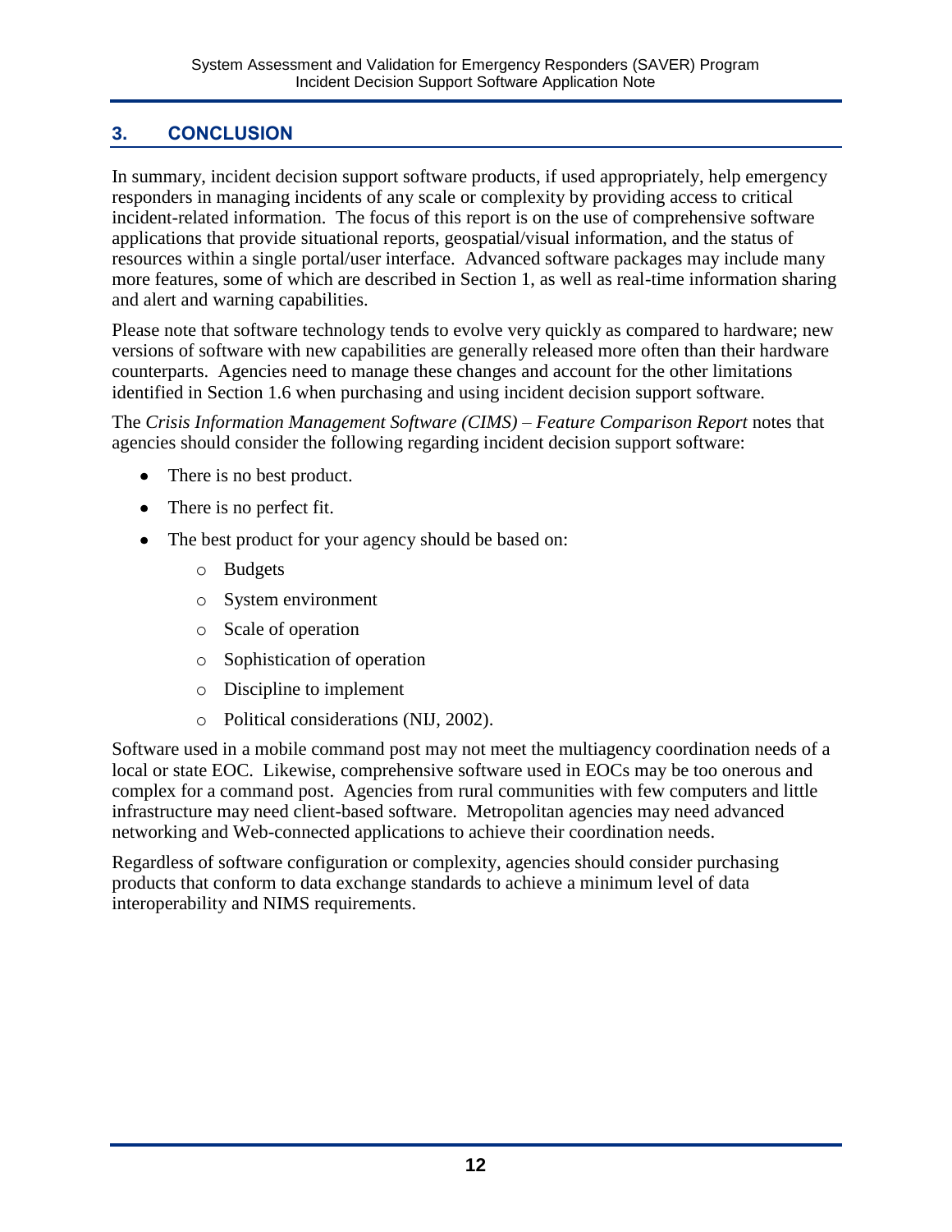## 3. CONCLUSION

In summary, incident decision support software products, if used appropriately, help emergency responders in managing incidents of any scale or complexity by providing access to critical incident-related information. The focus of this report is on the use of comprehensive software applications that provide situational reports, geospatial/visual information, and the status of resources within a single portal/user interface. Advanced software packages may include many more features, some of which are described in Section 1, as well as real-time information sharing and alert and warning capabilities.

Please note that software technology tends to evolve very quickly as compared to hardware; new versions of software with new capabilities are generally released more often than their hardware counterparts. Agencies need to manage these changes and account for the other limitations identified in Section 1.6 when purchasing and using incident decision support software.

The *Crisis Information Management Software (CIMS) – Feature Comparison Report* notes that agencies should consider the following regarding incident decision support software:

- There is no best product.
- There is no perfect fit.
- The best product for your agency should be based on:
  - Budgets
  - System environment
  - Scale of operation
  - Sophistication of operation
  - Discipline to implement
  - Political considerations (NIJ, 2002).

Software used in a mobile command post may not meet the multiagency coordination needs of a local or state EOC. Likewise, comprehensive software used in EOCs may be too onerous and complex for a command post. Agencies from rural communities with few computers and little infrastructure may need client-based software. Metropolitan agencies may need advanced networking and Web-connected applications to achieve their coordination needs.

Regardless of software configuration or complexity, agencies should consider purchasing products that conform to data exchange standards to achieve a minimum level of data interoperability and NIMS requirements.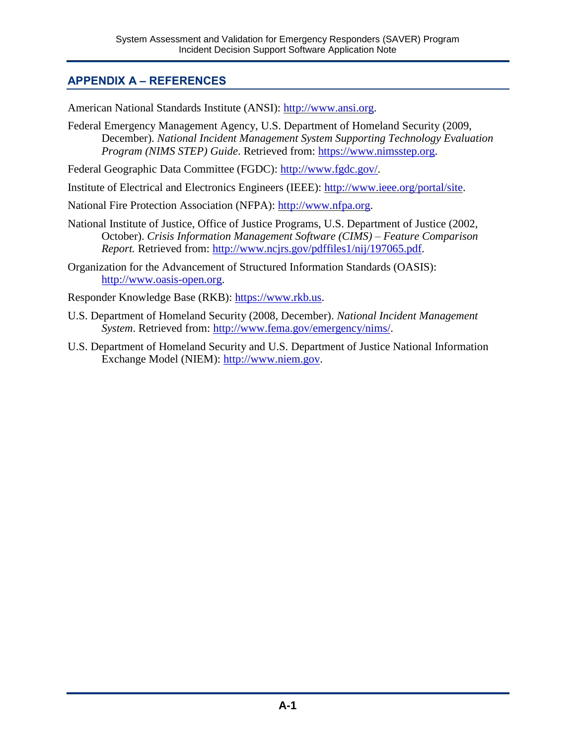## APPENDIX A – REFERENCES

American National Standards Institute (ANSI): http://www.ansi.org.

Federal Emergency Management Agency, U.S. Department of Homeland Security (2009, December). *National Incident Management System Supporting Technology Evaluation Program (NIMS STEP) Guide*. Retrieved from: https://www.nimsstep.org.

Federal Geographic Data Committee (FGDC): http://www.fgdc.gov/.

Institute of Electrical and Electronics Engineers (IEEE): http://www.ieee.org/portal/site.

National Fire Protection Association (NFPA): http://www.nfpa.org.

National Institute of Justice, Office of Justice Programs, U.S. Department of Justice (2002, October). *Crisis Information Management Software (CIMS) – Feature Comparison Report.* Retrieved from: http://www.ncjrs.gov/pdffiles1/nij/197065.pdf.

Organization for the Advancement of Structured Information Standards (OASIS): http://www.oasis-open.org.

Responder Knowledge Base (RKB): https://www.rkb.us.

U.S. Department of Homeland Security (2008, December). *National Incident Management System*. Retrieved from: http://www.fema.gov/emergency/nims/.

U.S. Department of Homeland Security and U.S. Department of Justice National Information Exchange Model (NIEM): http://www.niem.gov.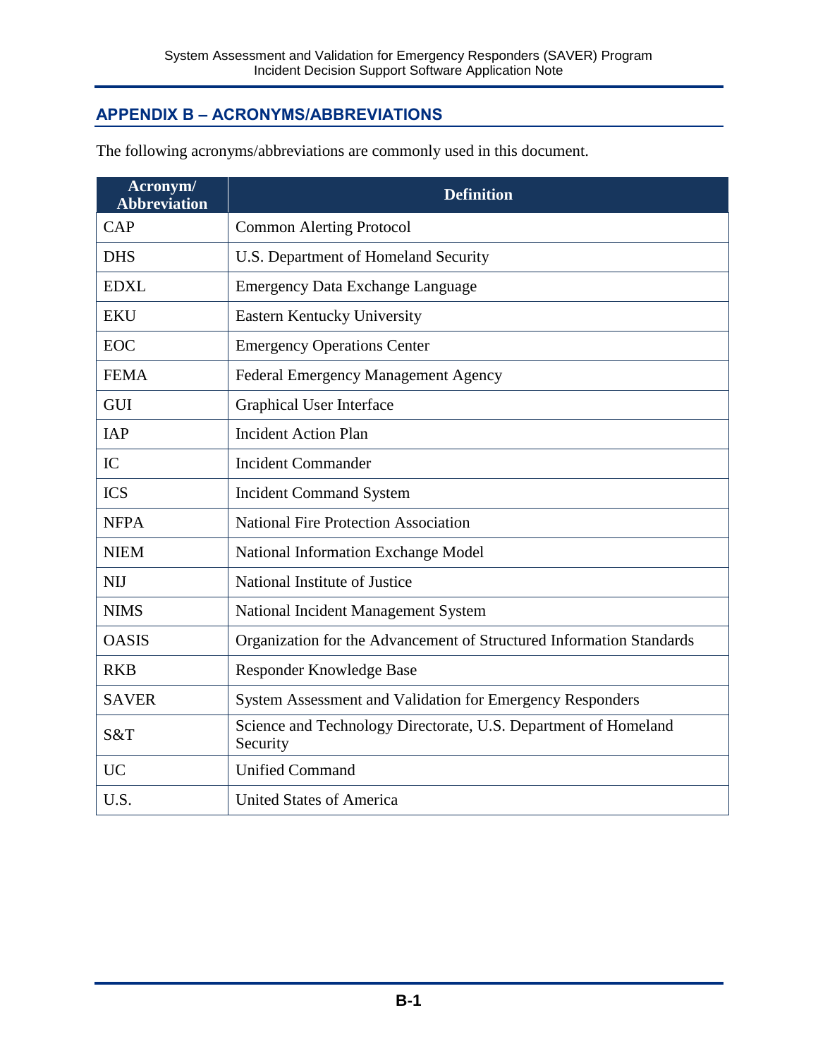## APPENDIX B – ACRONYMS/ABBREVIATIONS

The following acronyms/abbreviations are commonly used in this document.

| Acronym/ Abbreviation | Definition |
|---|---|
| CAP | Common Alerting Protocol |
| DHS | U.S. Department of Homeland Security |
| EDXL | Emergency Data Exchange Language |
| EKU | Eastern Kentucky University |
| EOC | Emergency Operations Center |
| FEMA | Federal Emergency Management Agency |
| GUI | Graphical User Interface |
| IAP | Incident Action Plan |
| IC | Incident Commander |
| ICS | Incident Command System |
| NFPA | National Fire Protection Association |
| NIEM | National Information Exchange Model |
| NIJ | National Institute of Justice |
| NIMS | National Incident Management System |
| OASIS | Organization for the Advancement of Structured Information Standards |
| RKB | Responder Knowledge Base |
| SAVER | System Assessment and Validation for Emergency Responders |
| S&T | Science and Technology Directorate, U.S. Department of Homeland Security |
| UC | Unified Command |
| U.S. | United States of America |